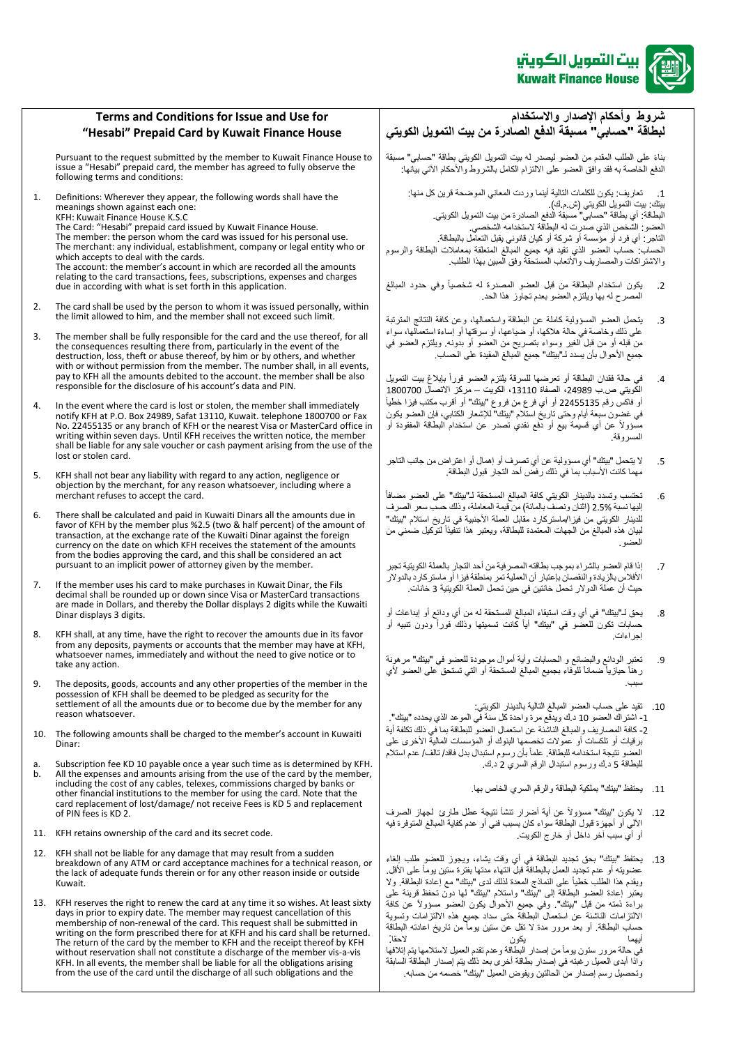بيت التمويل الكويتي
Kuwait Finance House

# Terms and Conditions for Issue and Use for "Hesabi" Prepaid Card by Kuwait Finance House

Pursuant to the request submitted by the member to Kuwait Finance House to issue a "Hesabi" prepaid card, the member has agreed to fully observe the following terms and conditions:

1. Definitions: Wherever they appear, the following words shall have the meanings shown against each one:
   KFH: Kuwait Finance House K.S.C
   The Card: "Hesabi" prepaid card issued by Kuwait Finance House.
   The member: the person whom the card was issued for his personal use.
   The merchant: any individual, establishment, company or legal entity who or which accepts to deal with the cards.
   The account: the member's account in which are recorded all the amounts relating to the card transactions, fees, subscriptions, expenses and charges due in according with what is set forth in this application.

2. The card shall be used by the person to whom it was issued personally, within the limit allowed to him, and the member shall not exceed such limit.

3. The member shall be fully responsible for the card and the use thereof, for all the consequences resulting there from, particularly in the event of the destruction, loss, theft or abuse thereof, by him or by others, and whether with or without permission from the member. The number shall, in all events, pay to KFH all the amounts debited to the account. the member shall be also responsible for the disclosure of his account's data and PIN.

4. In the event where the card is lost or stolen, the member shall immediately notify KFH at P.O. Box 24989, Safat 13110, Kuwait. telephone 1800700 or Fax No. 22455135 or any branch of KFH or the nearest Visa or MasterCard office in writing within seven days. Until KFH receives the written notice, the member shall be liable for any sale voucher or cash payment arising from the use of the lost or stolen card.

5. KFH shall not bear any liability with regard to any action, negligence or objection by the merchant, for any reason whatsoever, including where a merchant refuses to accept the card.

6. There shall be calculated and paid in Kuwaiti Dinars all the amounts due in favor of KFH by the member plus %2.5 (two & half percent) of the amount of transaction, at the exchange rate of the Kuwaiti Dinar against the foreign currency on the date on which KFH receives the statement of the amounts from the bodies approving the card, and this shall be considered an act pursuant to an implicit power of attorney given by the member.

7. If the member uses his card to make purchases in Kuwait Dinar, the Fils decimal shall be rounded up or down since Visa or MasterCard transactions are made in Dollars, and thereby the Dollar displays 2 digits while the Kuwaiti Dinar displays 3 digits.

8. KFH shall, at any time, have the right to recover the amounts due in its favor from any deposits, payments or accounts that the member may have at KFH, whatsoever names, immediately and without the need to give notice or to take any action.

9. The deposits, goods, accounts and any other properties of the member in the possession of KFH shall be deemed to be pledged as security for the settlement of all the amounts due or to become due by the member for any reason whatsoever.

10. The following amounts shall be charged to the member's account in Kuwaiti Dinar:
    a. Subscription fee KD 10 payable once a year such time as is determined by KFH.
    b. All the expenses and amounts arising from the use of the card by the member, including the cost of any cables, telexes, commissions charged by banks or other financial institutions to the member for using the card. Note that the card replacement of lost/damage/ not receive Fees is KD 5 and replacement of PIN fees is KD 2.

11. KFH retains ownership of the card and its secret code.

12. KFH shall not be liable for any damage that may result from a sudden breakdown of any ATM or card acceptance machines for a technical reason, or the lack of adequate funds therein or for any other reason inside or outside Kuwait.

13. KFH reserves the right to renew the card at any time it so wishes. At least sixty days in prior to expiry date. The member may request cancellation of this membership of non-renewal of the card. This request shall be submitted in writing on the form prescribed there for at KFH and his card shall be returned. The return of the card by the member to KFH and the receipt thereof by KFH without reservation shall not constitute a discharge of the member vis-a-vis KFH. In all events, the member shall be liable for all the obligations arising from the use of the card until the discharge of all such obligations and the

# شروط وأحكام الإصدار والاستخدام لبطاقة "حسابي" مسبقة الدفع الصادرة من بيت التمويل الكويتي

بناءً على الطلب المقدم من العضو ليصدر له بيت التمويل الكويتي بطاقة "حسابي" مسبقة الدفع الخاصة به فقد وافق العضو على الالتزام الكامل بالشروط والأحكام الآتي بيانها:

1. تعاريف: يكون للكلمات التالية أينما وردت المعاني الموضحة قرين كل منها:
   بيتك: بيت التمويل الكويتي (ش.م.ك).
   البطاقة: أي بطاقة "حسابي" مسبقة الدفع الصادرة من بيت التمويل الكويتي.
   العضو: الشخص الذي صدرت له البطاقة لاستخدامه الشخصي.
   التاجر: أي فرد أو مؤسسة أو شركة أو كيان قانوني يقبل التعامل بالبطاقة.
   الحساب: حساب العضو الذي تقيد فيه جميع المبالغ المتعلقة بمعاملات البطاقة والرسوم والاشتراكات والمصاريف والأتعاب المستحقة وفق المبين بهذا الطلب.

2. يكون استخدام البطاقة من قبل العضو المصدرة له شخصياً وفي حدود المبالغ المصرح له بها ويلتزم العضو بعدم تجاوز هذا الحد.

3. يتحمل العضو المسؤولية كاملة عن البطاقة واستعمالها، وعن كافة النتائج المترتبة على ذلك وخاصة في حالة هلاكها، أو ضياعها، أو سرقتها أو إساءة استعمالها، سواء من قبله أو من قبل الغير وسواء بتصريح من العضو أو بدونه. ويلتزم العضو في جميع الأحوال بأن يسدد لـ"بيتك" جميع المبالغ المقيدة على الحساب.

4. في حالة فقدان البطاقة أو تعرضها للسرقة يلتزم العضو فوراً بإبلاغ بيت التمويل الكويتي ص.ب 24989، الصفاة 13110، الكويت – مركز الاتصال 1800700 أو فاكس رقم 22455135 أو أي فرع من فروع "بيتك" أو أقرب مكتب فيزا خطياً في غضون سبعة أيام وحتى تاريخ استلام "بيتك" للإشعار الكتابي، فإن العضو يكون مسؤولاً عن أي قسيمة بيع أو دفع نقدي تصدر عن استخدام البطاقة المفقودة أو المسروقة.

5. لا يتحمل "بيتك" أي مسؤولية عن أي تصرف أو إهمال أو اعتراض من جانب التاجر مهما كانت الأسباب بما في ذلك رفض أحد التجار قبول البطاقة.

6. تحتسب وتسدد بالدينار الكويتي كافة المبالغ المستحقة لـ"بيتك" على العضو مضافاً إليها نسبة 2.5% (اثنان ونصف بالمائة) من قيمة المعاملة، وذلك حسب سعر الصرف للدينار الكويتي من فيزا/ماستركارد مقابل العملة الأجنبية في تاريخ استلام "بيتك" لبيان هذه المبالغ من الجهات المعتمدة للبطاقة، ويعتبر هذا تنفيذاً لتوكيل ضمني من العضو.

7. إذا قام العضو بالشراء بموجب بطاقته المصرفية من أحد التجار بالعملة الكويتية تجبر الأفلاس بالزيادة والنقصان بإعتبار أن العملية تمر بمنظمة فيزا أو ماستركارد بالدولار حيث أن عملة الدولار تحمل خانتين في حين تحمل العملة الكويتية 3 خانات.

8. يحق لـ"بيتك" في أي وقت استيفاء المبالغ المستحقة له من أي ودائع أو إيداعات أو حسابات تكون للعضو في "بيتك" أياً كانت تسميتها وذلك فوراً ودون تنبيه أو إجراءات.

9. تعتبر الودائع والبضائع و الحسابات وأية أموال موجودة للعضو في "بيتك" مرهونة رهناً حيازياً ضماناً للوفاء بجميع المبالغ المستحقة أو التي تستحق على العضو لأي سبب.

10. تقيد على حساب العضو المبالغ التالية بالدينار الكويتي:
    1- اشتراك العضو 10 د.ك ويدفع مرة واحدة كل سنة في الموعد الذي يحدده "بيتك".
    2- كافة المصاريف والمبالغ الناشئة عن استعمال العضو للبطاقة بما في ذلك تكلفة أية برقيات أو تلكسات أو عمولات تخصمها البنوك أو المؤسسات المالية الأخرى على العضو نتيجة استخدامه للبطاقة. علماً بأن رسوم استبدال بدل فاقد/ تالف/ عدم استلام للبطاقة 5 د.ك ورسوم استبدال الرقم السري 2 د.ك.

11. يحتفظ "بيتك" بملكية البطاقة والرقم السري الخاص بها.

12. لا يكون "بيتك" مسؤولاً عن أية أضرار تنشأ نتيجة عطل طارئ لجهاز الصرف الآلي أو أجهزة قبول البطاقة سواء كان بسبب فني أو عدم كفاية المبالغ المتوفرة فيه أو أي سبب آخر داخل أو خارج الكويت.

13. يحتفظ "بيتك" بحق تجديد البطاقة في أي وقت يشاء، ويجوز للعضو طلب إلغاء عضويته أو عدم تجديد العمل بالبطاقة قبل انتهاء مدتها بفترة ستين يوماً على الأقل. ويقدم هذا الطلب خطياً على النماذج المعدة لذلك لدى "بيتك" مع إعادة البطاقة. ولا يعتبر إعادة العضو البطاقة إلى "بيتك" واستلام "بيتك" لها دون تحفظ قرينة على براءة ذمته من قبل "بيتك". وفي جميع الأحوال يكون العضو مسؤولاً عن كافة الالتزامات الناشئة عن استعمال البطاقة حتى سداد جميع هذه الالتزامات وتسوية حساب البطاقة. أو بعد مرور مدة لا تقل عن ستين يوماً من تاريخ اعادته البطاقة أيهما يكون لاحقاً.
    في حالة مرور ستون يوماً من إصدار البطاقة وعدم تقدم العميل لاستلامها يتم إتلافها وإذا أبدى العميل رغبته في إصدار بطاقة أخرى بعد ذلك يتم إصدار البطاقة السابقة وتحصيل رسم إصدار من الحالتين ويفوض العميل "بيتك" خصمه من حسابه.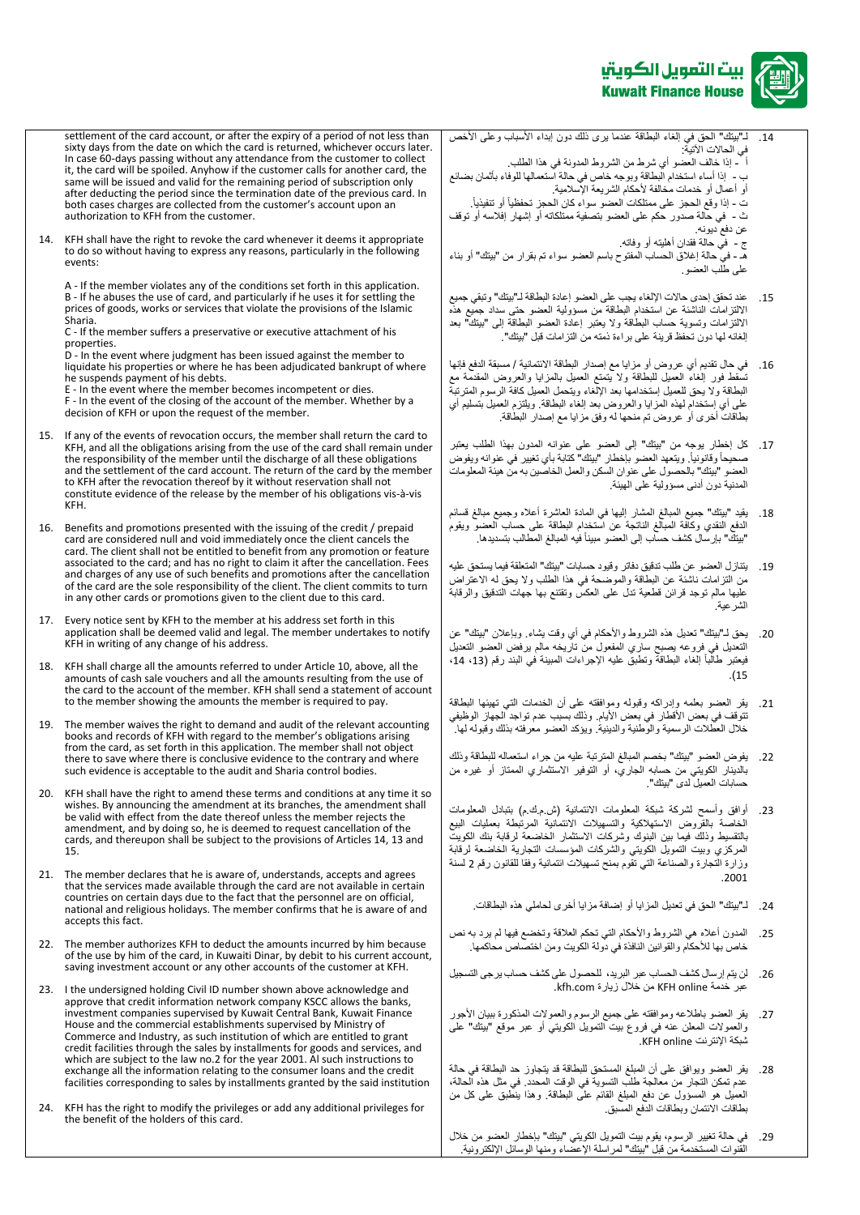settlement of the card account, or after the expiry of a period of not less than sixty days from the date on which the card is returned, whichever occurs later. In case 60-days passing without any attendance from the customer to collect it, the card will be spoiled. Anyhow if the customer calls for another card, the same will be issued and valid for the remaining period of subscription only after deducting the period since the termination date of the previous card. In both cases charges are collected from the customer's account upon an authorization to KFH from the customer.

14. KFH shall have the right to revoke the card whenever it deems it appropriate to do so without having to express any reasons, particularly in the following events:

    A - If the member violates any of the conditions set forth in this application.
    B - If he abuses the use of card, and particularly if he uses it for settling the prices of goods, works or services that violate the provisions of the Islamic Sharia.
    C - If the member suffers a preservative or executive attachment of his properties.
    D - In the event where judgment has been issued against the member to liquidate his properties or where he has been adjudicated bankrupt of where he suspends payment of his debts.
    E - In the event where the member becomes incompetent or dies.
    F - In the event of the closing of the account of the member. Whether by a decision of KFH or upon the request of the member.

15. If any of the events of revocation occurs, the member shall return the card to KFH, and all the obligations arising from the use of the card shall remain under the responsibility of the member until the discharge of all these obligations and the settlement of the card account. The return of the card by the member to KFH after the revocation thereof by it without reservation shall not constitute evidence of the release by the member of his obligations vis-à-vis KFH.

16. Benefits and promotions presented with the issuing of the credit / prepaid card are considered null and void immediately once the client cancels the card. The client shall not be entitled to benefit from any promotion or feature associated to the card; and has no right to claim it after the cancellation. Fees and charges of any use of such benefits and promotions after the cancellation of the card are the sole responsibility of the client. The client commits to turn in any other cards or promotions given to the client due to this card.

17. Every notice sent by KFH to the member at his address set forth in this application shall be deemed valid and legal. The member undertakes to notify KFH in writing of any change of his address.

18. KFH shall charge all the amounts referred to under Article 10, above, all the amounts of cash sale vouchers and all the amounts resulting from the use of the card to the account of the member. KFH shall send a statement of account to the member showing the amounts the member is required to pay.

19. The member waives the right to demand and audit of the relevant accounting books and records of KFH with regard to the member's obligations arising from the card, as set forth in this application. The member shall not object there to save where there is conclusive evidence to the contrary and where such evidence is acceptable to the audit and Sharia control bodies.

20. KFH shall have the right to amend these terms and conditions at any time it so wishes. By announcing the amendment at its branches, the amendment shall be valid with effect from the date thereof unless the member rejects the amendment, and by doing so, he is deemed to request cancellation of the cards, and thereupon shall be subject to the provisions of Articles 14, 13 and 15.

21. The member declares that he is aware of, understands, accepts and agrees that the services made available through the card are not available in certain countries on certain days due to the fact that the personnel are on official, national and religious holidays. The member confirms that he is aware of and accepts this fact.

22. The member authorizes KFH to deduct the amounts incurred by him because of the use by him of the card, in Kuwaiti Dinar, by debit to his current account, saving investment account or any other accounts of the customer at KFH.

23. I the undersigned holding Civil ID number shown above acknowledge and approve that credit information network company KSCC allows the banks, investment companies supervised by Kuwait Central Bank, Kuwait Finance House and the commercial establishments supervised by Ministry of Commerce and Industry, as such institution of which are entitled to grant credit facilities through the sales by installments for goods and services, and which are subject to the law no.2 for the year 2001. Al such instructions to exchange all the information relating to the consumer loans and the credit facilities corresponding to sales by installments granted by the said institution

24. KFH has the right to modify the privileges or add any additional privileges for the benefit of the holders of this card.

14. لـ"بيتك" الحق في إلغاء البطاقة عندما يرى ذلك دون إبداء الأسباب وعلى الأخص في الحالات الآتية:
أ - إذا خالف العضو أي شرط من الشروط المدونة في هذا الطلب.
ب - إذا أساء استخدام البطاقة وبوجه خاص في حالة استعمالها للوفاء بأثمان بضائع أو أعمال أو خدمات مخالفة لأحكام الشريعة الإسلامية.
ت - إذا وقع الحجز على ممتلكات العضو سواء كان الحجز تحفظياً أو تنفيذياً.
ث - في حالة صدور حكم على العضو بتصفية ممتلكاته أو إشهار إفلاسه أو توقف عن دفع ديونه.
ج - في حالة فقدان أهليته أو وفاته.
هـ - في حالة إغلاق الحساب المفتوح باسم العضو سواء تم بقرار من "بيتك" أو بناء على طلب العضو.

15. عند تحقق إحدى حالات الإلغاء يجب على العضو إعادة البطاقة لـ"بيتك" وتبقى جميع الالتزامات الناشئة عن استخدام البطاقة من مسؤولية العضو حتى سداد جميع هذه الالتزامات وتسوية حساب البطاقة ولا يعتبر إعادة العضو البطاقة إلى "بيتك" بعد إلغائه لها دون تحفظ قرينة على براءة ذمته من التزامات قبل "بيتك".

16. في حال تقديم أي عروض أو مزايا مع إصدار البطاقة الائتمانية / مسبقة الدفع فإنها تسقط فور إلغاء العميل للبطاقة ولا يتمتع العميل بالمزايا والعروض المقدمة مع البطاقة ولا يحق للعميل إستخدامها بعد الإلغاء ويتحمل العميل كافة الرسوم المترتبة على أي إستخدام لهذه المزايا والعروض بعد إلغاء البطاقة. ويلتزم العميل بتسليم أي بطاقات أخرى أو عروض تم منحها له وفق مزايا مع إصدار البطاقة.

17. كل إخطار يوجه من "بيتك" إلى العضو على عنوانه المدون بهذا الطلب يعتبر صحيحاً وقانونياً. ويتعهد العضو بإخطار "بيتك" كتابة بأي تغيير في عنوانه ويفوض العضو "بيتك" بالحصول على عنوان السكن والعمل الخاصين به من هيئة المعلومات المدنية دون أدنى مسؤولية على الهيئة.

18. يقيد "بيتك" جميع المبالغ المشار إليها في المادة العاشرة أعلاه وجميع مبالغ قسائم الدفع النقدي وكافة المبالغ الناتجة عن استخدام البطاقة على حساب العضو ويقوم "بيتك" بإرسال كشف حساب إلى العضو مبيناً فيه المبالغ المطالب بتسديدها.

19. يتنازل العضو عن طلب تدقيق دفاتر وقيود حسابات "بيتك" المتعلقة فيما يستحق عليه من التزامات ناشئة عن البطاقة والموضحة في هذا الطلب ولا يحق له الاعتراض عليها مالم توجد قرائن قطعية تدل على العكس وتقتنع بها جهات التدقيق والرقابة الشرعية.

20. يحق لـ"بيتك" تعديل هذه الشروط والأحكام في أي وقت يشاء. وبإعلان "بيتك" عن التعديل في فروعه يصبح ساري المفعول من تاريخه مالم يرفض العضو التعديل فيعتبر طالباً إلغاء البطاقة وتطبق عليه الإجراءات المبينة في البند رقم (13، 14، 15).

21. يقر العضو بعلمه وإدراكه وقبوله وموافقته على أن الخدمات التي تهيئها البطاقة تتوقف في بعض الأقطار في بعض الأيام. وذلك بسبب عدم تواجد الجهاز الوظيفي خلال العطلات الرسمية والوطنية والدينية. ويؤكد العضو معرفته بذلك وقبوله لها.

22. يفوض العضو "بيتك" بخصم المبالغ المترتبة عليه من جراء استعماله للبطاقة وذلك بالدينار الكويتي من حسابه الجاري، أو التوفير الاستثماري الممتاز أو غيره من حسابات العميل لدى "بيتك".

23. أوافق وأسمح لشركة شبكة المعلومات الائتمانية (ش.م.ك.م) بتبادل المعلومات الخاصة بالقروض الاستهلاكية والتسهيلات الائتمانية المرتبطة بعمليات البيع بالتقسيط وذلك فيما بين البنوك وشركات الاستثمار الخاضعة لرقابة بنك الكويت المركزي وبيت التمويل الكويتي والشركات المؤسسات التجارية الخاضعة لرقابة وزارة التجارة والصناعة التي تقوم بمنح تسهيلات ائتمانية وفقا للقانون رقم 2 لسنة 2001.

24. لـ"بيتك" الحق في تعديل المزايا أو إضافة مزايا أخرى لحاملي هذه البطاقات.

25. المدون أعلاه هي الشروط والأحكام التي تحكم العلاقة وتخضع فيها لم يرد به نص خاص بها للأحكام والقوانين النافذة في دولة الكويت ومن اختصاص محاكمها.

26. لن يتم إرسال كشف الحساب عبر البريد، للحصول على كشف حساب يرجى التسجيل عبر خدمة KFH online من خلال زيارة kfh.com.

27. يقر العضو باطلاعه وموافقته على جميع الرسوم والعمولات المذكورة ببيان الأجور والعمولات المعلن عنه في فروع بيت التمويل الكويتي أو عبر موقع "بيتك" على شبكة الإنترنت KFH online.

28. يقر العضو ويوافق على أن المبلغ المستحق للبطاقة قد يتجاوز حد البطاقة في حالة عدم تمكن التجار من معالجة طلب التسوية في الوقت المحدد. وفي مثل هذه الحالة، العميل هو المسؤول عن دفع المبلغ القائم على البطاقة. وهذا ينطبق على كل من بطاقات الائتمان وبطاقات الدفع المسبق.

29. في حالة تغيير الرسوم، يقوم بيت التمويل الكويتي "بيتك" بإخطار العضو من خلال القنوات المستخدمة من قبل "بيتك" لمراسلة الإعضاء ومنها الوسائل الإلكترونية.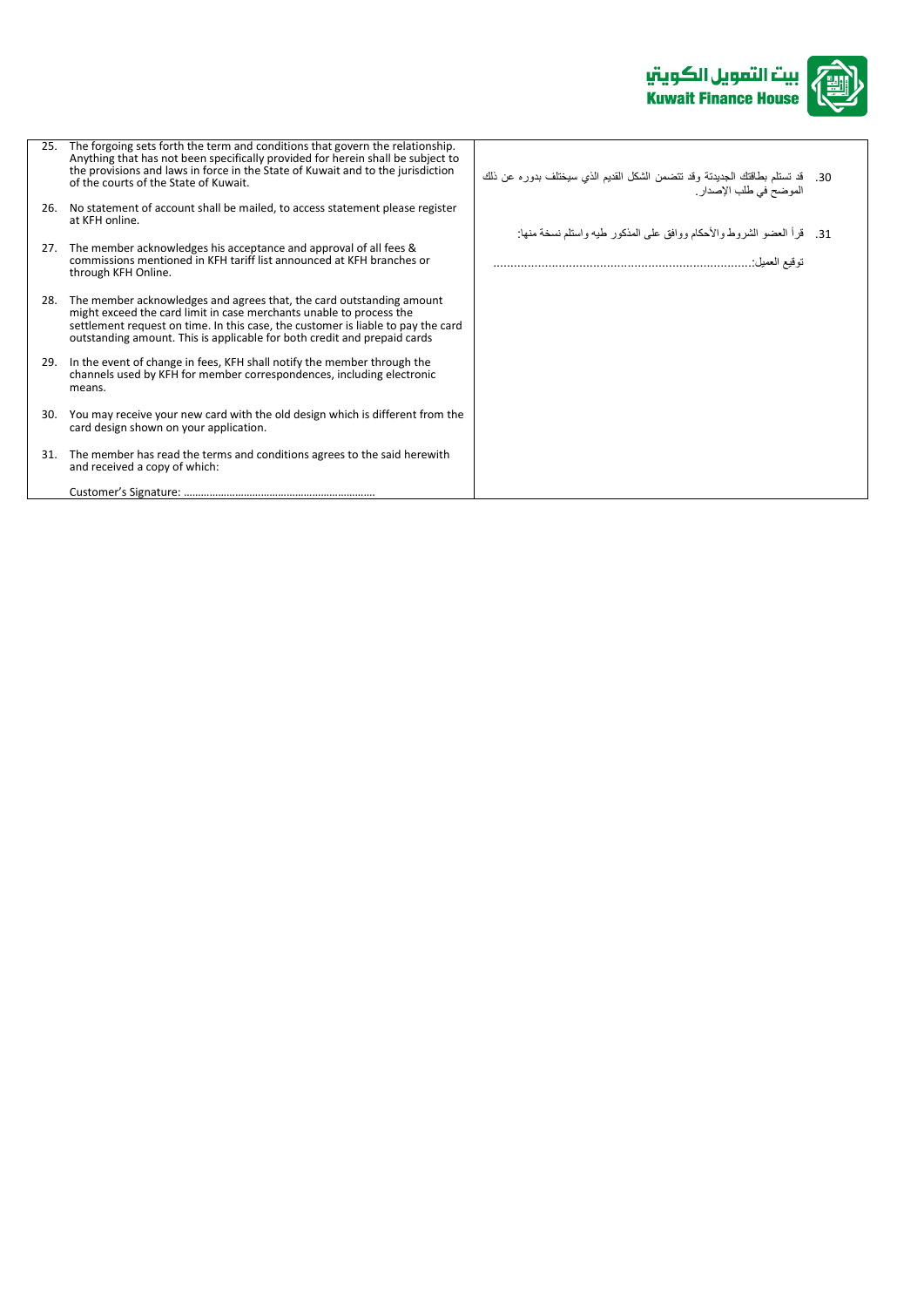25. The forgoing sets forth the term and conditions that govern the relationship. Anything that has not been specifically provided for herein shall be subject to the provisions and laws in force in the State of Kuwait and to the jurisdiction of the courts of the State of Kuwait.

26. No statement of account shall be mailed, to access statement please register at KFH online.

27. The member acknowledges his acceptance and approval of all fees & commissions mentioned in KFH tariff list announced at KFH branches or through KFH Online.

28. The member acknowledges and agrees that, the card outstanding amount might exceed the card limit in case merchants unable to process the settlement request on time. In this case, the customer is liable to pay the card outstanding amount. This is applicable for both credit and prepaid cards

29. In the event of change in fees, KFH shall notify the member through the channels used by KFH for member correspondences, including electronic means.

30. You may receive your new card with the old design which is different from the card design shown on your application.

31. The member has read the terms and conditions agrees to the said herewith and received a copy of which:

Customer's Signature: …………………………………………………………

.30 قد تستلم بطاقتك الجديدة وقد تتضمن الشكل القديم الذي سيختلف بدوره عن ذلك الموضح في طلب الإصدار.

.31 قرأ العضو الشروط والأحكام ووافق على المذكور طيه واستلم نسخة منها:

توقيع العميل:…………………………………………………………………